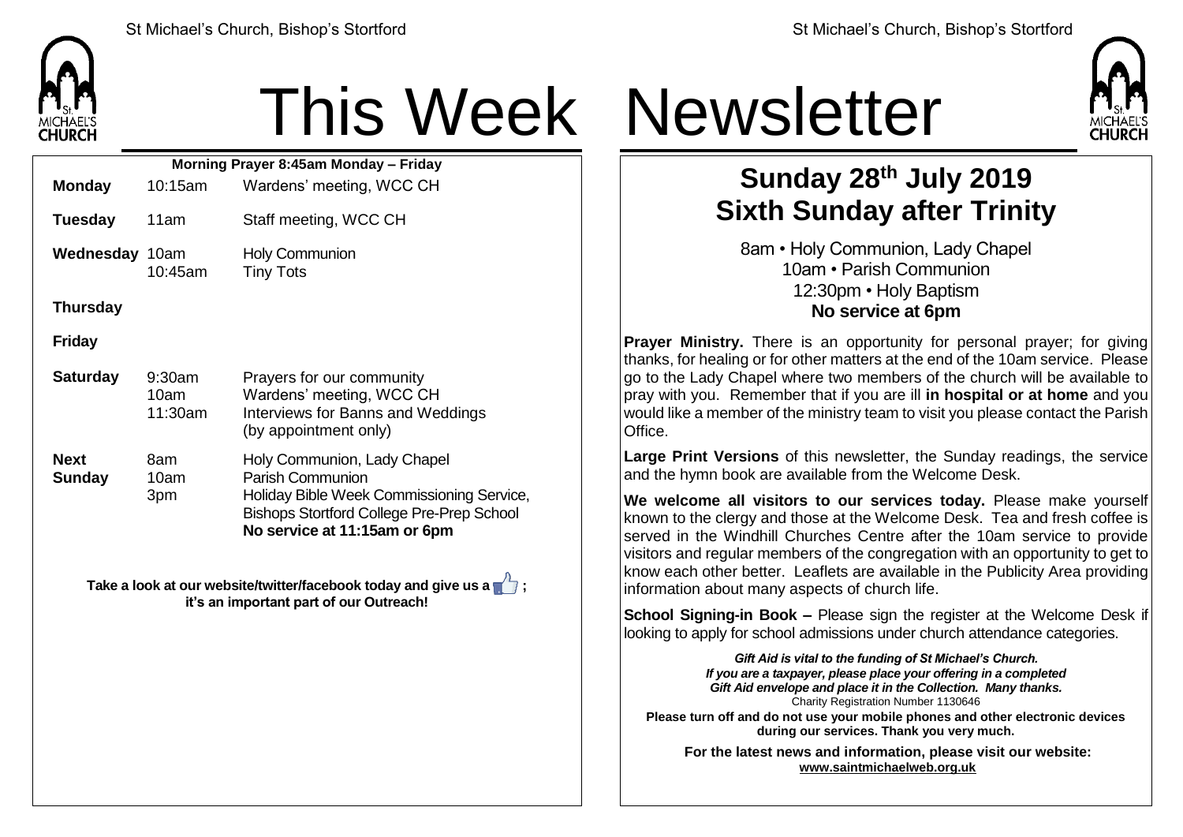# This Week Newsletter

**Morning Prayer 8:45am Monday – Friday**

| | | |
|---|---|---|
| **Monday** | 10:15am | Wardens' meeting, WCC CH |
| **Tuesday** | 11am | Staff meeting, WCC CH |
| **Wednesday** | 10am<br>10:45am | Holy Communion<br>Tiny Tots |
| **Thursday** | | |
| **Friday** | | |
| **Saturday** | 9:30am<br>10am<br>11:30am | Prayers for our community<br>Wardens' meeting, WCC CH<br>Interviews for Banns and Weddings (by appointment only) |
| **Next Sunday** | 8am<br>10am<br>3pm | Holy Communion, Lady Chapel<br>Parish Communion<br>Holiday Bible Week Commissioning Service, Bishops Stortford College Pre-Prep School<br>**No service at 11:15am or 6pm** |

**Take a look at our website/twitter/facebook today and give us a 👍 ; it's an important part of our Outreach!**

## Sunday 28th July 2019
## Sixth Sunday after Trinity

8am • Holy Communion, Lady Chapel
10am • Parish Communion
12:30pm • Holy Baptism
**No service at 6pm**

**Prayer Ministry.** There is an opportunity for personal prayer; for giving thanks, for healing or for other matters at the end of the 10am service. Please go to the Lady Chapel where two members of the church will be available to pray with you. Remember that if you are ill **in hospital or at home** and you would like a member of the ministry team to visit you please contact the Parish Office.

**Large Print Versions** of this newsletter, the Sunday readings, the service and the hymn book are available from the Welcome Desk.

**We welcome all visitors to our services today.** Please make yourself known to the clergy and those at the Welcome Desk. Tea and fresh coffee is served in the Windhill Churches Centre after the 10am service to provide visitors and regular members of the congregation with an opportunity to get to know each other better. Leaflets are available in the Publicity Area providing information about many aspects of church life.

**School Signing-in Book –** Please sign the register at the Welcome Desk if looking to apply for school admissions under church attendance categories.

***Gift Aid is vital to the funding of St Michael's Church.***
***If you are a taxpayer, please place your offering in a completed Gift Aid envelope and place it in the Collection. Many thanks.***
Charity Registration Number 1130646

**Please turn off and do not use your mobile phones and other electronic devices during our services. Thank you very much.**

**For the latest news and information, please visit our website:**
**www.saintmichaelweb.org.uk**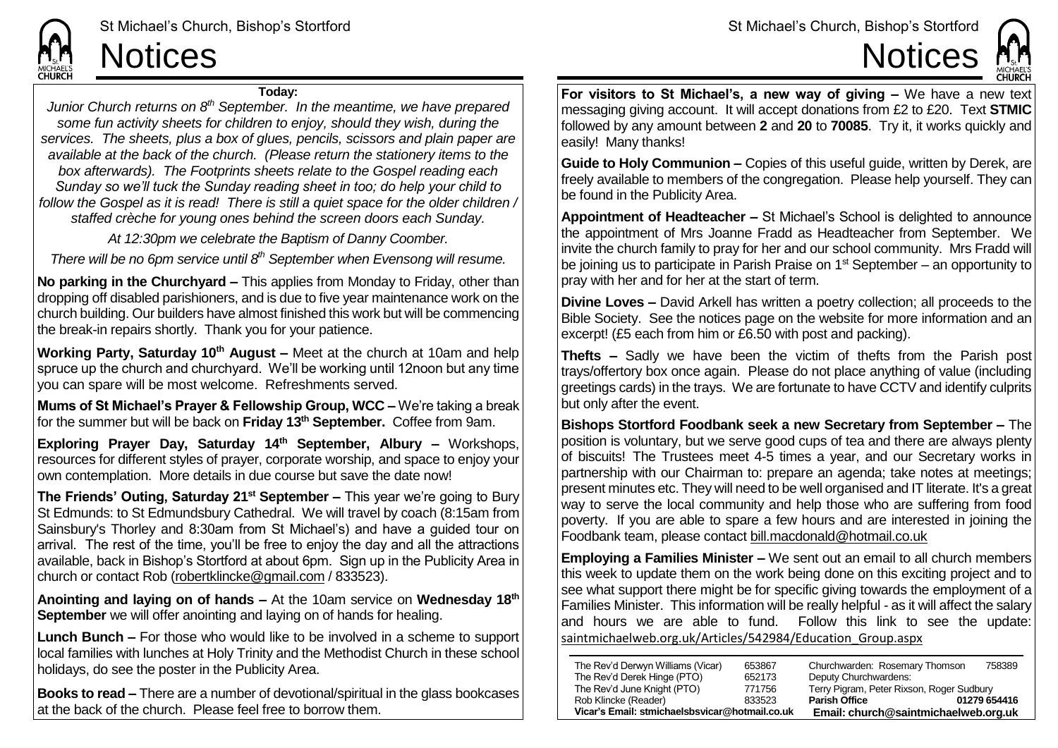# Notices

**Today:**

*Junior Church returns on 8th September. In the meantime, we have prepared some fun activity sheets for children to enjoy, should they wish, during the services. The sheets, plus a box of glues, pencils, scissors and plain paper are available at the back of the church. (Please return the stationery items to the box afterwards). The Footprints sheets relate to the Gospel reading each Sunday so we'll tuck the Sunday reading sheet in too; do help your child to follow the Gospel as it is read! There is still a quiet space for the older children / staffed crèche for young ones behind the screen doors each Sunday.*

*At 12:30pm we celebrate the Baptism of Danny Coomber.*

*There will be no 6pm service until 8th September when Evensong will resume.*

**No parking in the Churchyard –** This applies from Monday to Friday, other than dropping off disabled parishioners, and is due to five year maintenance work on the church building. Our builders have almost finished this work but will be commencing the break-in repairs shortly. Thank you for your patience.

**Working Party, Saturday 10th August –** Meet at the church at 10am and help spruce up the church and churchyard. We'll be working until 12noon but any time you can spare will be most welcome. Refreshments served.

**Mums of St Michael's Prayer & Fellowship Group, WCC –** We're taking a break for the summer but will be back on **Friday 13th September.** Coffee from 9am.

**Exploring Prayer Day, Saturday 14th September, Albury –** Workshops, resources for different styles of prayer, corporate worship, and space to enjoy your own contemplation. More details in due course but save the date now!

**The Friends' Outing, Saturday 21st September –** This year we're going to Bury St Edmunds: to St Edmundsbury Cathedral. We will travel by coach (8:15am from Sainsbury's Thorley and 8:30am from St Michael's) and have a guided tour on arrival. The rest of the time, you'll be free to enjoy the day and all the attractions available, back in Bishop's Stortford at about 6pm. Sign up in the Publicity Area in church or contact Rob (robertklincke@gmail.com / 833523).

**Anointing and laying on of hands –** At the 10am service on **Wednesday 18th September** we will offer anointing and laying on of hands for healing.

**Lunch Bunch –** For those who would like to be involved in a scheme to support local families with lunches at Holy Trinity and the Methodist Church in these school holidays, do see the poster in the Publicity Area.

**Books to read –** There are a number of devotional/spiritual in the glass bookcases at the back of the church. Please feel free to borrow them.

**For visitors to St Michael's, a new way of giving –** We have a new text messaging giving account. It will accept donations from £2 to £20. Text **STMIC** followed by any amount between **2** and **20** to **70085**. Try it, it works quickly and easily! Many thanks!

**Guide to Holy Communion –** Copies of this useful guide, written by Derek, are freely available to members of the congregation. Please help yourself. They can be found in the Publicity Area.

**Appointment of Headteacher –** St Michael's School is delighted to announce the appointment of Mrs Joanne Fradd as Headteacher from September. We invite the church family to pray for her and our school community. Mrs Fradd will be joining us to participate in Parish Praise on 1st September – an opportunity to pray with her and for her at the start of term.

**Divine Loves –** David Arkell has written a poetry collection; all proceeds to the Bible Society. See the notices page on the website for more information and an excerpt! (£5 each from him or £6.50 with post and packing).

**Thefts –** Sadly we have been the victim of thefts from the Parish post trays/offertory box once again. Please do not place anything of value (including greetings cards) in the trays. We are fortunate to have CCTV and identify culprits but only after the event.

**Bishops Stortford Foodbank seek a new Secretary from September –** The position is voluntary, but we serve good cups of tea and there are always plenty of biscuits! The Trustees meet 4-5 times a year, and our Secretary works in partnership with our Chairman to: prepare an agenda; take notes at meetings; present minutes etc. They will need to be well organised and IT literate. It's a great way to serve the local community and help those who are suffering from food poverty. If you are able to spare a few hours and are interested in joining the Foodbank team, please contact bill.macdonald@hotmail.co.uk

**Employing a Families Minister –** We sent out an email to all church members this week to update them on the work being done on this exciting project and to see what support there might be for specific giving towards the employment of a Families Minister. This information will be really helpful - as it will affect the salary and hours we are able to fund. Follow this link to see the update: saintmichaelweb.org.uk/Articles/542984/Education_Group.aspx

| | | | |
|---|---|---|---|
| The Rev'd Derwyn Williams (Vicar) | 653867 | Churchwarden: Rosemary Thomson | 758389 |
| The Rev'd Derek Hinge (PTO) | 652173 | Deputy Churchwardens: | |
| The Rev'd June Knight (PTO) | 771756 | Terry Pigram, Peter Rixson, Roger Sudbury | |
| Rob Klincke (Reader) | 833523 | **Parish Office** | **01279 654416** |
| **Vicar's Email: stmichaelsbsvicar@hotmail.co.uk** | | **Email: church@saintmichaelweb.org.uk** | |